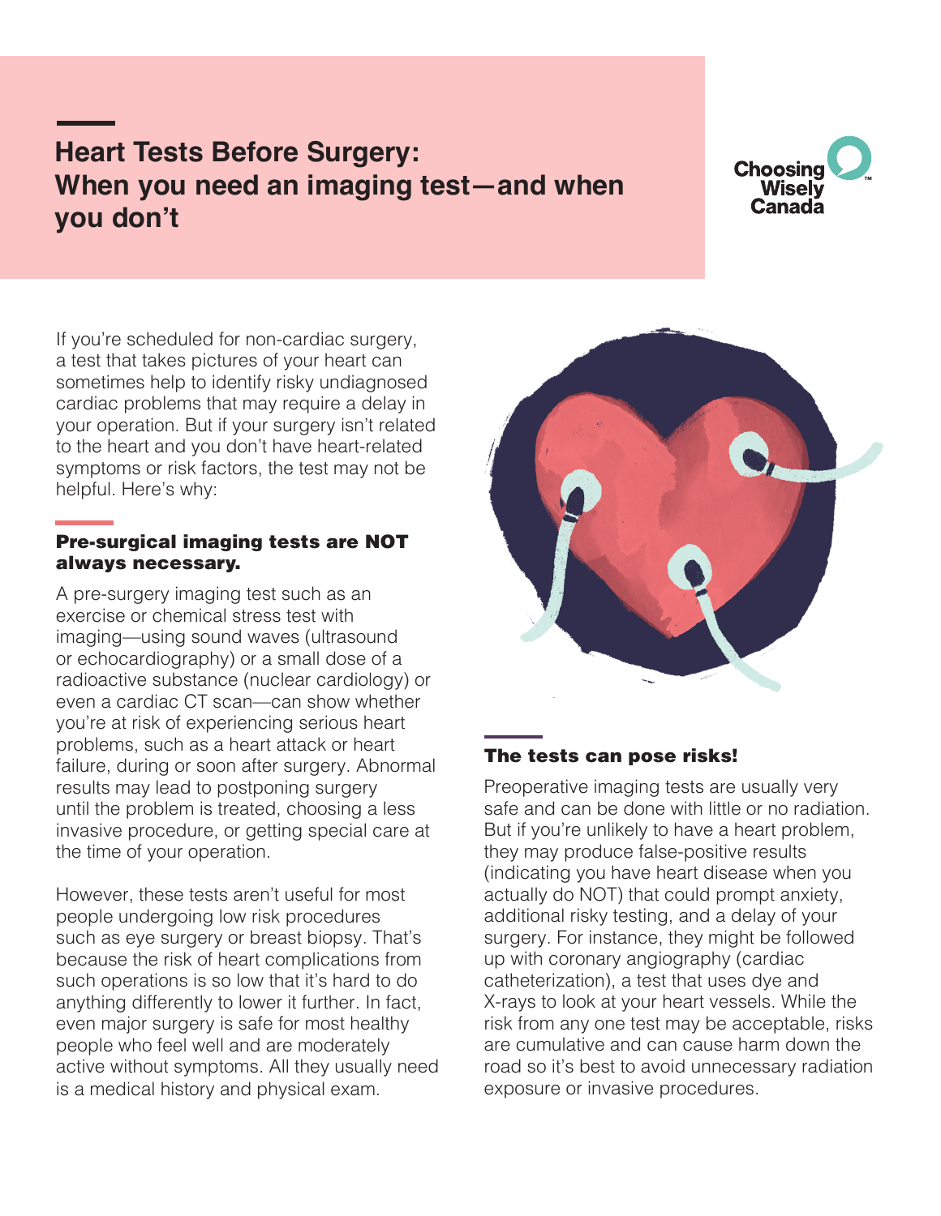# Heart Tests Before Surgery: When you need an imaging test—and when you don't

Choosing Wisely Canada

If you're scheduled for non-cardiac surgery, a test that takes pictures of your heart can sometimes help to identify risky undiagnosed cardiac problems that may require a delay in your operation. But if your surgery isn't related to the heart and you don't have heart-related symptoms or risk factors, the test may not be helpful. Here's why:

## Pre-surgical imaging tests are NOT always necessary.

A pre-surgery imaging test such as an exercise or chemical stress test with imaging—using sound waves (ultrasound or echocardiography) or a small dose of a radioactive substance (nuclear cardiology) or even a cardiac CT scan—can show whether you're at risk of experiencing serious heart problems, such as a heart attack or heart failure, during or soon after surgery. Abnormal results may lead to postponing surgery until the problem is treated, choosing a less invasive procedure, or getting special care at the time of your operation.

However, these tests aren't useful for most people undergoing low risk procedures such as eye surgery or breast biopsy. That's because the risk of heart complications from such operations is so low that it's hard to do anything differently to lower it further. In fact, even major surgery is safe for most healthy people who feel well and are moderately active without symptoms. All they usually need is a medical history and physical exam.

## The tests can pose risks!

Preoperative imaging tests are usually very safe and can be done with little or no radiation. But if you're unlikely to have a heart problem, they may produce false-positive results (indicating you have heart disease when you actually do NOT) that could prompt anxiety, additional risky testing, and a delay of your surgery. For instance, they might be followed up with coronary angiography (cardiac catheterization), a test that uses dye and X-rays to look at your heart vessels. While the risk from any one test may be acceptable, risks are cumulative and can cause harm down the road so it's best to avoid unnecessary radiation exposure or invasive procedures.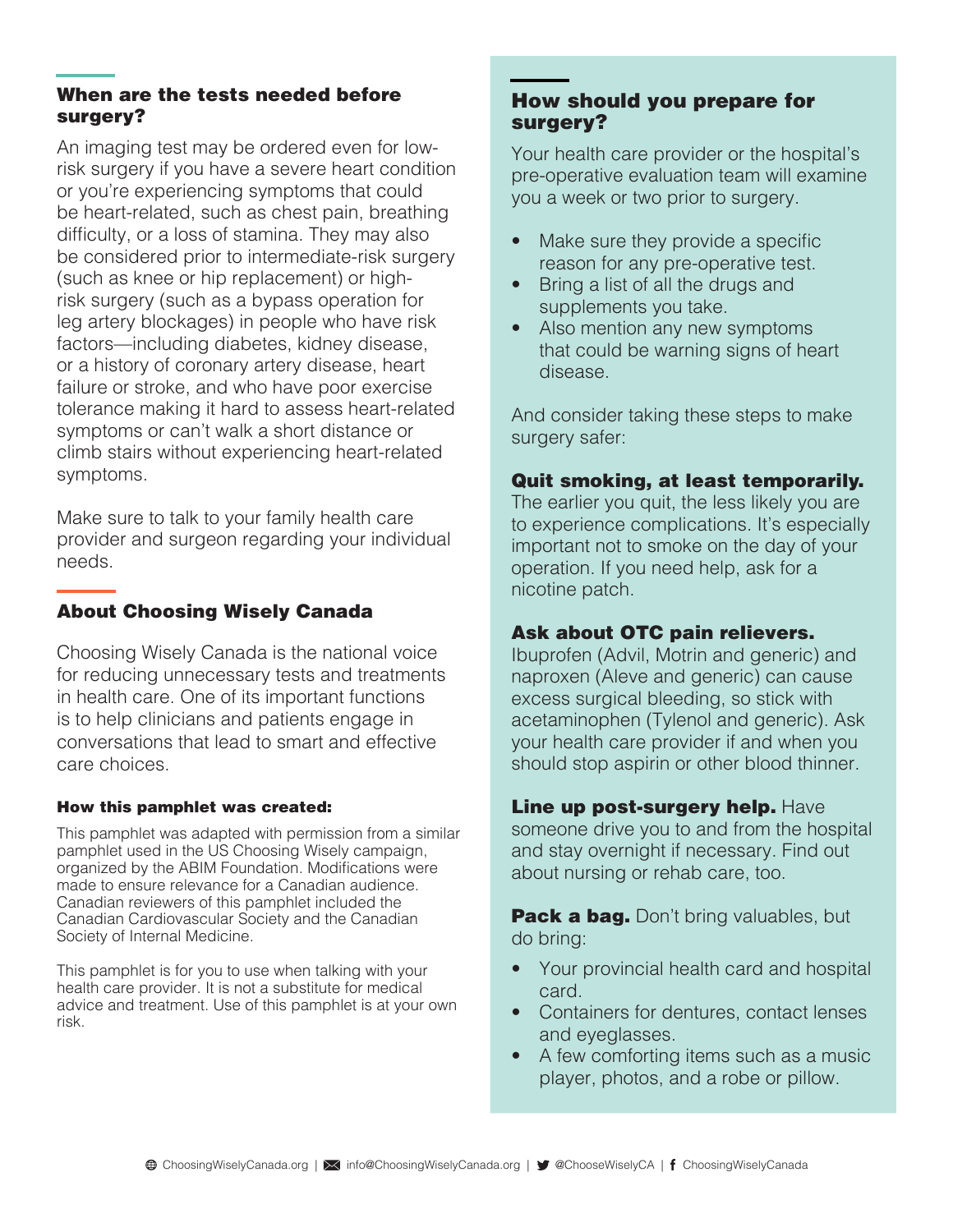## When are the tests needed before surgery?

An imaging test may be ordered even for low-risk surgery if you have a severe heart condition or you're experiencing symptoms that could be heart-related, such as chest pain, breathing difficulty, or a loss of stamina. They may also be considered prior to intermediate-risk surgery (such as knee or hip replacement) or high-risk surgery (such as a bypass operation for leg artery blockages) in people who have risk factors—including diabetes, kidney disease, or a history of coronary artery disease, heart failure or stroke, and who have poor exercise tolerance making it hard to assess heart-related symptoms or can't walk a short distance or climb stairs without experiencing heart-related symptoms.

Make sure to talk to your family health care provider and surgeon regarding your individual needs.

## About Choosing Wisely Canada

Choosing Wisely Canada is the national voice for reducing unnecessary tests and treatments in health care. One of its important functions is to help clinicians and patients engage in conversations that lead to smart and effective care choices.

#### How this pamphlet was created:

This pamphlet was adapted with permission from a similar pamphlet used in the US Choosing Wisely campaign, organized by the ABIM Foundation. Modifications were made to ensure relevance for a Canadian audience. Canadian reviewers of this pamphlet included the Canadian Cardiovascular Society and the Canadian Society of Internal Medicine.

This pamphlet is for you to use when talking with your health care provider. It is not a substitute for medical advice and treatment. Use of this pamphlet is at your own risk.

## How should you prepare for surgery?

Your health care provider or the hospital's pre-operative evaluation team will examine you a week or two prior to surgery.

- Make sure they provide a specific reason for any pre-operative test.
- Bring a list of all the drugs and supplements you take.
- Also mention any new symptoms that could be warning signs of heart disease.

And consider taking these steps to make surgery safer:

**Quit smoking, at least temporarily.** The earlier you quit, the less likely you are to experience complications. It's especially important not to smoke on the day of your operation. If you need help, ask for a nicotine patch.

**Ask about OTC pain relievers.** Ibuprofen (Advil, Motrin and generic) and naproxen (Aleve and generic) can cause excess surgical bleeding, so stick with acetaminophen (Tylenol and generic). Ask your health care provider if and when you should stop aspirin or other blood thinner.

**Line up post-surgery help.** Have someone drive you to and from the hospital and stay overnight if necessary. Find out about nursing or rehab care, too.

**Pack a bag.** Don't bring valuables, but do bring:

- Your provincial health card and hospital card.
- Containers for dentures, contact lenses and eyeglasses.
- A few comforting items such as a music player, photos, and a robe or pillow.

ChoosingWiselyCanada.org | info@ChoosingWiselyCanada.org | @ChooseWiselyCA | ChoosingWiselyCanada